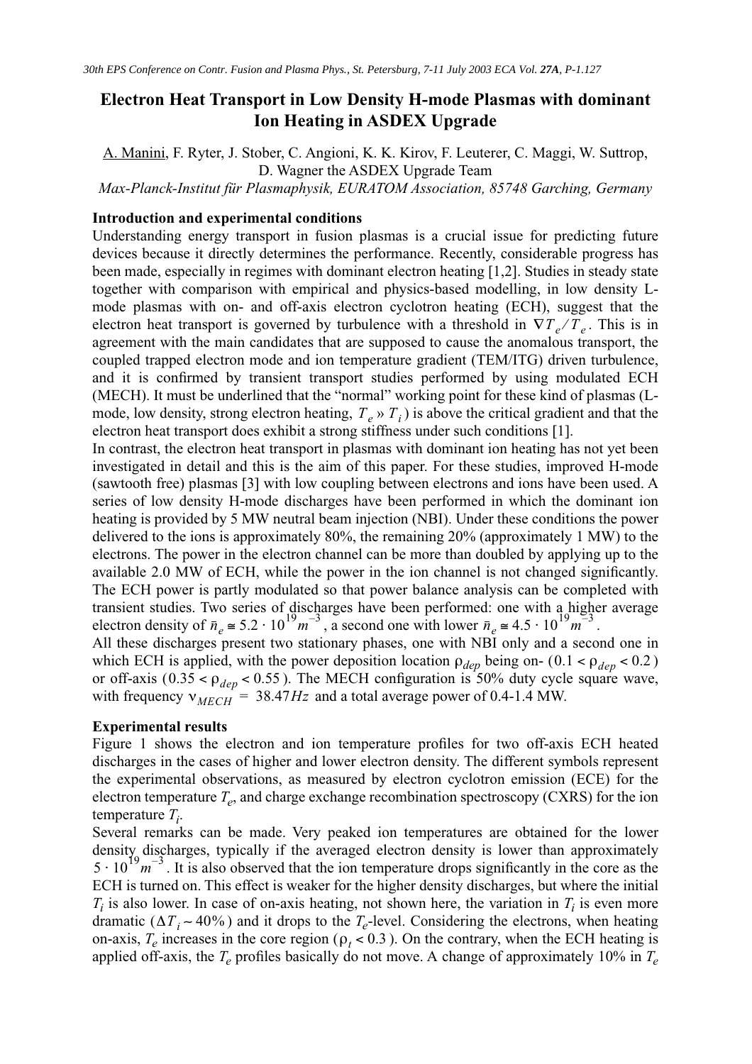# Electron Heat Transport in Low Density H-mode Plasmas with dominant Ion Heating in ASDEX Upgrade

A. Manini, F. Ryter, J. Stober, C. Angioni, K. K. Kirov, F. Leuterer, C. Maggi, W. Suttrop, D. Wagner the ASDEX Upgrade Team

*Max-Planck-Institut für Plasmaphysik, EURATOM Association, 85748 Garching, Germany*

**Introduction and experimental conditions**

Understanding energy transport in fusion plasmas is a crucial issue for predicting future devices because it directly determines the performance. Recently, considerable progress has been made, especially in regimes with dominant electron heating [1,2]. Studies in steady state together with comparison with empirical and physics-based modelling, in low density L-mode plasmas with on- and off-axis electron cyclotron heating (ECH), suggest that the electron heat transport is governed by turbulence with a threshold in $\nabla T_e / T_e$. This is in agreement with the main candidates that are supposed to cause the anomalous transport, the coupled trapped electron mode and ion temperature gradient (TEM/ITG) driven turbulence, and it is confirmed by transient transport studies performed by using modulated ECH (MECH). It must be underlined that the "normal" working point for these kind of plasmas (L-mode, low density, strong electron heating, $T_e \gg T_i$) is above the critical gradient and that the electron heat transport does exhibit a strong stiffness under such conditions [1].

In contrast, the electron heat transport in plasmas with dominant ion heating has not yet been investigated in detail and this is the aim of this paper. For these studies, improved H-mode (sawtooth free) plasmas [3] with low coupling between electrons and ions have been used. A series of low density H-mode discharges have been performed in which the dominant ion heating is provided by 5 MW neutral beam injection (NBI). Under these conditions the power delivered to the ions is approximately 80%, the remaining 20% (approximately 1 MW) to the electrons. The power in the electron channel can be more than doubled by applying up to the available 2.0 MW of ECH, while the power in the ion channel is not changed significantly. The ECH power is partly modulated so that power balance analysis can be completed with transient studies. Two series of discharges have been performed: one with a higher average electron density of $\bar{n}_e \cong 5.2 \cdot 10^{19} m^{-3}$, a second one with lower $\bar{n}_e \cong 4.5 \cdot 10^{19} m^{-3}$.

All these discharges present two stationary phases, one with NBI only and a second one in which ECH is applied, with the power deposition location $\rho_{dep}$ being on- ($0.1 < \rho_{dep} < 0.2$) or off-axis ($0.35 < \rho_{dep} < 0.55$). The MECH configuration is 50% duty cycle square wave, with frequency $\nu_{MECH} = 38.47 Hz$ and a total average power of 0.4-1.4 MW.

**Experimental results**

Figure 1 shows the electron and ion temperature profiles for two off-axis ECH heated discharges in the cases of higher and lower electron density. The different symbols represent the experimental observations, as measured by electron cyclotron emission (ECE) for the electron temperature $T_e$, and charge exchange recombination spectroscopy (CXRS) for the ion temperature $T_i$.

Several remarks can be made. Very peaked ion temperatures are obtained for the lower density discharges, typically if the averaged electron density is lower than approximately $5 \cdot 10^{19} m^{-3}$. It is also observed that the ion temperature drops significantly in the core as the ECH is turned on. This effect is weaker for the higher density discharges, but where the initial $T_i$ is also lower. In case of on-axis heating, not shown here, the variation in $T_i$ is even more dramatic ($\Delta T_i \sim 40\%$) and it drops to the $T_e$-level. Considering the electrons, when heating on-axis, $T_e$ increases in the core region ($\rho_t < 0.3$). On the contrary, when the ECH heating is applied off-axis, the $T_e$ profiles basically do not move. A change of approximately 10% in $T_e$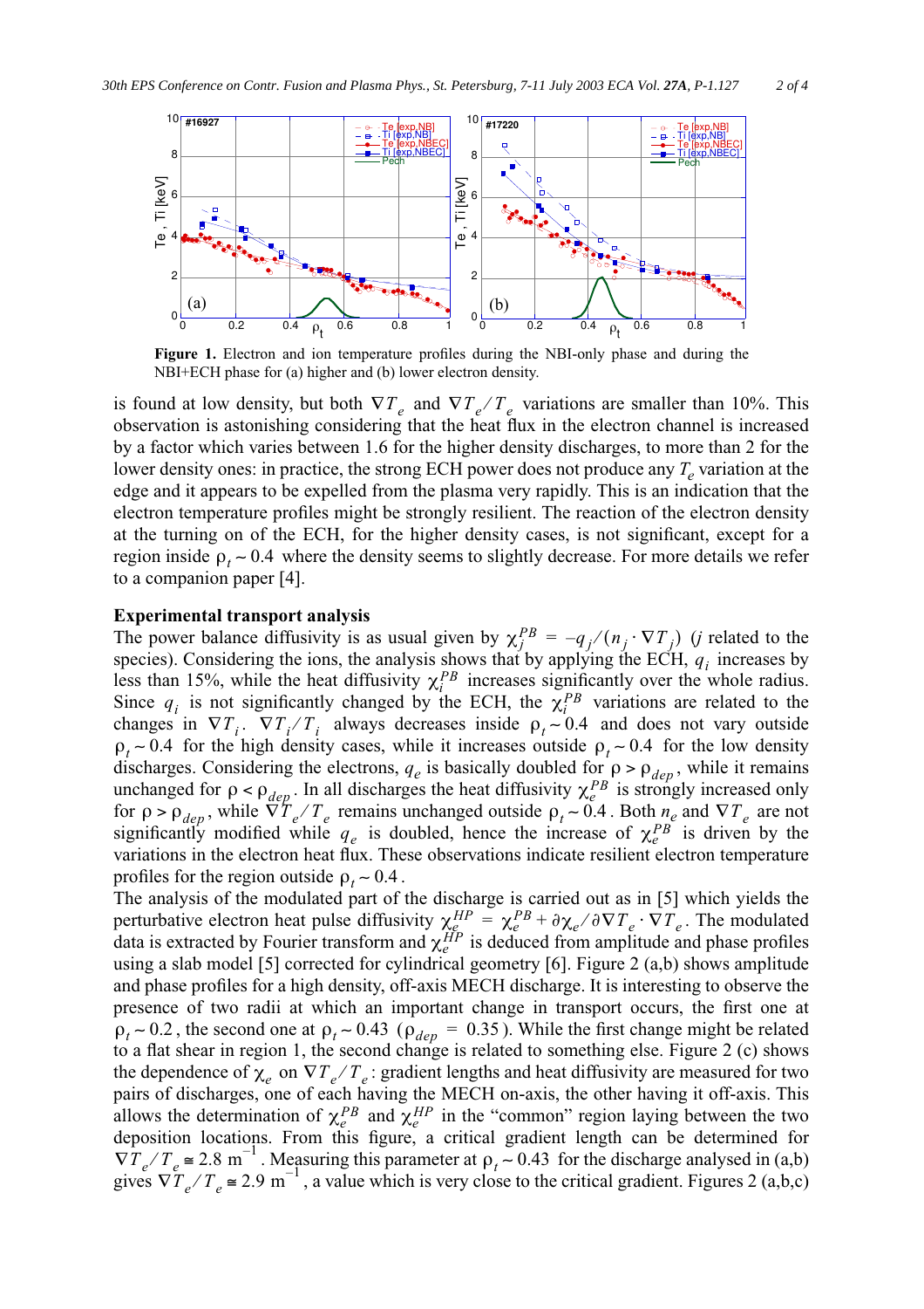**Figure 1.** Electron and ion temperature profiles during the NBI-only phase and during the NBI+ECH phase for (a) higher and (b) lower electron density.

is found at low density, but both $\nabla T_e$ and $\nabla T_e/T_e$ variations are smaller than 10%. This observation is astonishing considering that the heat flux in the electron channel is increased by a factor which varies between 1.6 for the higher density discharges, to more than 2 for the lower density ones: in practice, the strong ECH power does not produce any $T_e$ variation at the edge and it appears to be expelled from the plasma very rapidly. This is an indication that the electron temperature profiles might be strongly resilient. The reaction of the electron density at the turning on of the ECH, for the higher density cases, is not significant, except for a region inside $\rho_t \sim 0.4$ where the density seems to slightly decrease. For more details we refer to a companion paper [4].

## Experimental transport analysis

The power balance diffusivity is as usual given by $\chi_j^{PB} = -q_j/(n_j \cdot \nabla T_j)$ ($j$ related to the species). Considering the ions, the analysis shows that by applying the ECH, $q_i$ increases by less than 15%, while the heat diffusivity $\chi_i^{PB}$ increases significantly over the whole radius. Since $q_i$ is not significantly changed by the ECH, the $\chi_i^{PB}$ variations are related to the changes in $\nabla T_i$. $\nabla T_i/T_i$ always decreases inside $\rho_t \sim 0.4$ and does not vary outside $\rho_t \sim 0.4$ for the high density cases, while it increases outside $\rho_t \sim 0.4$ for the low density discharges. Considering the electrons, $q_e$ is basically doubled for $\rho > \rho_{dep}$, while it remains unchanged for $\rho < \rho_{dep}$. In all discharges the heat diffusivity $\chi_e^{PB}$ is strongly increased only for $\rho > \rho_{dep}$, while $\nabla T_e/T_e$ remains unchanged outside $\rho_t \sim 0.4$. Both $n_e$ and $\nabla T_e$ are not significantly modified while $q_e$ is doubled, hence the increase of $\chi_e^{PB}$ is driven by the variations in the electron heat flux. These observations indicate resilient electron temperature profiles for the region outside $\rho_t \sim 0.4$.

The analysis of the modulated part of the discharge is carried out as in [5] which yields the perturbative electron heat pulse diffusivity $\chi_e^{HP} = \chi_e^{PB} + \partial\chi_e/\partial\nabla T_e \cdot \nabla T_e$. The modulated data is extracted by Fourier transform and $\chi_e^{HP}$ is deduced from amplitude and phase profiles using a slab model [5] corrected for cylindrical geometry [6]. Figure 2 (a,b) shows amplitude and phase profiles for a high density, off-axis MECH discharge. It is interesting to observe the presence of two radii at which an important change in transport occurs, the first one at $\rho_t \sim 0.2$, the second one at $\rho_t \sim 0.43$ ($\rho_{dep} = 0.35$). While the first change might be related to a flat shear in region 1, the second change is related to something else. Figure 2 (c) shows the dependence of $\chi_e$ on $\nabla T_e/T_e$: gradient lengths and heat diffusivity are measured for two pairs of discharges, one of each having the MECH on-axis, the other having it off-axis. This allows the determination of $\chi_e^{PB}$ and $\chi_e^{HP}$ in the "common" region laying between the two deposition locations. From this figure, a critical gradient length can be determined for $\nabla T_e/T_e \cong 2.8$ m$^{-1}$. Measuring this parameter at $\rho_t \sim 0.43$ for the discharge analysed in (a,b) gives $\nabla T_e/T_e \cong 2.9$ m$^{-1}$, a value which is very close to the critical gradient. Figures 2 (a,b,c)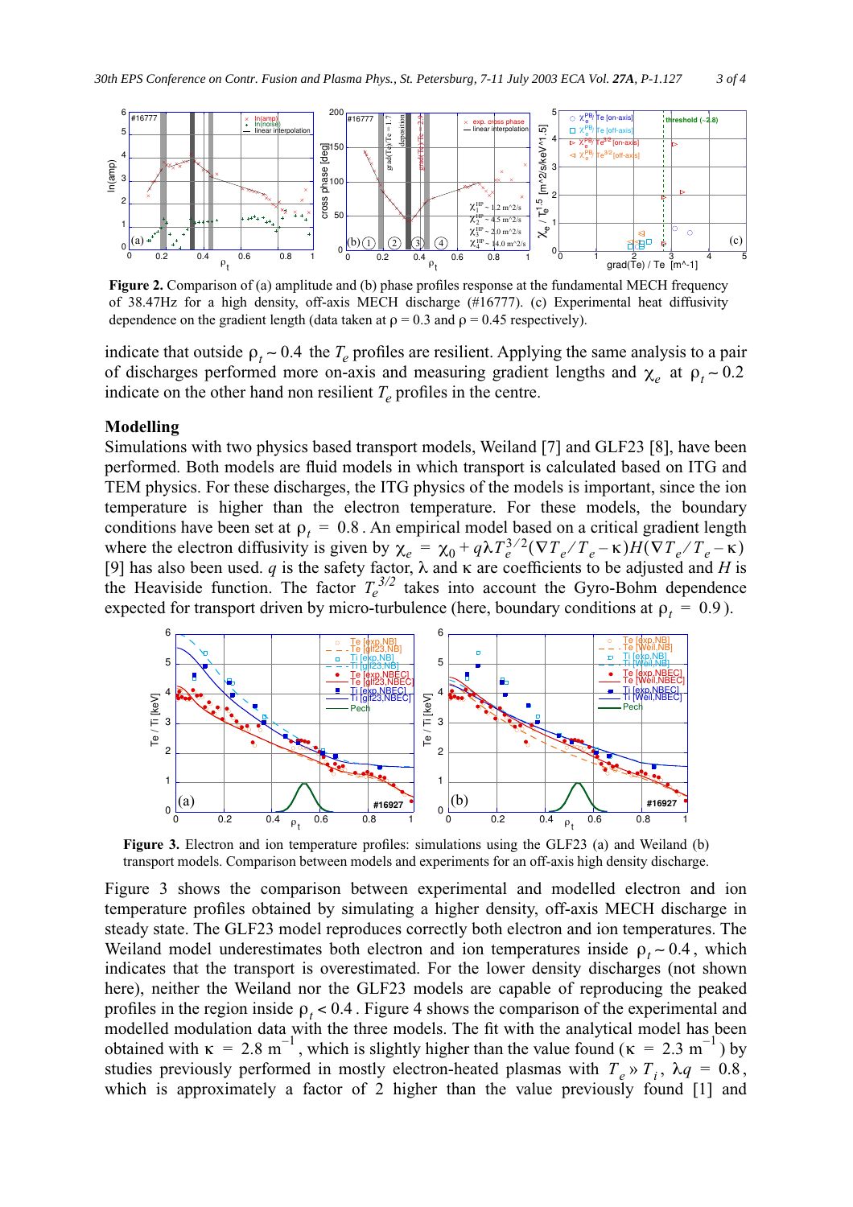**Figure 2.** Comparison of (a) amplitude and (b) phase profiles response at the fundamental MECH frequency of 38.47Hz for a high density, off-axis MECH discharge (#16777). (c) Experimental heat diffusivity dependence on the gradient length (data taken at $\rho = 0.3$ and $\rho = 0.45$ respectively).

indicate that outside $\rho_t \sim 0.4$ the $T_e$ profiles are resilient. Applying the same analysis to a pair of discharges performed more on-axis and measuring gradient lengths and $\chi_e$ at $\rho_t \sim 0.2$ indicate on the other hand non resilient $T_e$ profiles in the centre.

## Modelling

Simulations with two physics based transport models, Weiland [7] and GLF23 [8], have been performed. Both models are fluid models in which transport is calculated based on ITG and TEM physics. For these discharges, the ITG physics of the models is important, since the ion temperature is higher than the electron temperature. For these models, the boundary conditions have been set at $\rho_t = 0.8$. An empirical model based on a critical gradient length where the electron diffusivity is given by $\chi_e = \chi_0 + q\lambda T_e^{3/2}(\nabla T_e/T_e - \kappa)H(\nabla T_e/T_e - \kappa)$ [9] has also been used. $q$ is the safety factor, $\lambda$ and $\kappa$ are coefficients to be adjusted and $H$ is the Heaviside function. The factor $T_e^{3/2}$ takes into account the Gyro-Bohm dependence expected for transport driven by micro-turbulence (here, boundary conditions at $\rho_t = 0.9$).

**Figure 3.** Electron and ion temperature profiles: simulations using the GLF23 (a) and Weiland (b) transport models. Comparison between models and experiments for an off-axis high density discharge.

Figure 3 shows the comparison between experimental and modelled electron and ion temperature profiles obtained by simulating a higher density, off-axis MECH discharge in steady state. The GLF23 model reproduces correctly both electron and ion temperatures. The Weiland model underestimates both electron and ion temperatures inside $\rho_t \sim 0.4$, which indicates that the transport is overestimated. For the lower density discharges (not shown here), neither the Weiland nor the GLF23 models are capable of reproducing the peaked profiles in the region inside $\rho_t < 0.4$. Figure 4 shows the comparison of the experimental and modelled modulation data with the three models. The fit with the analytical model has been obtained with $\kappa = 2.8\ \mathrm{m}^{-1}$, which is slightly higher than the value found ($\kappa = 2.3\ \mathrm{m}^{-1}$) by studies previously performed in mostly electron-heated plasmas with $T_e \gg T_i$, $\lambda q = 0.8$, which is approximately a factor of 2 higher than the value previously found [1] and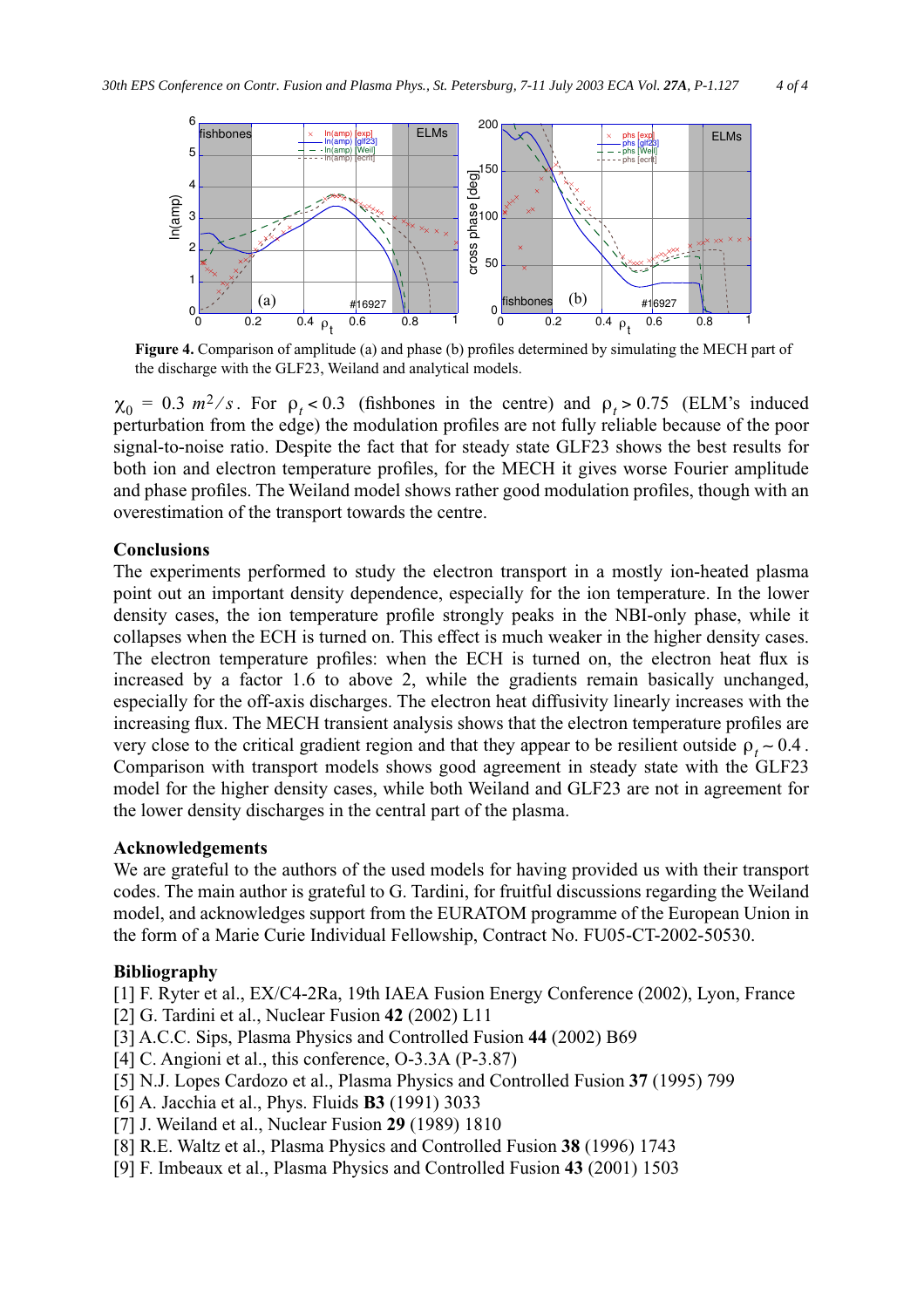fishbones
ELMs
ln(amp) [exp]
ln(amp) [glf23]
ln(amp) [Weil]
ln(amp) [ecrt]
ln(amp)
(a)
#16927
$\rho_t$
0
0.2
0.4
0.6
0.8
1
0
1
2
3
4
5
6

cross phase [deg]
phs [exp]
phs [glf23]
phs [Weil]
phs [ecrt]
ELMs
fishbones
(b)
#16927
$\rho_t$
0
50
100
150
200
0
0.2
0.4
0.6
0.8
1

**Figure 4.** Comparison of amplitude (a) and phase (b) profiles determined by simulating the MECH part of the discharge with the GLF23, Weiland and analytical models.

$\chi_0 = 0.3\ m^2/s$. For $\rho_t < 0.3$ (fishbones in the centre) and $\rho_t > 0.75$ (ELM's induced perturbation from the edge) the modulation profiles are not fully reliable because of the poor signal-to-noise ratio. Despite the fact that for steady state GLF23 shows the best results for both ion and electron temperature profiles, for the MECH it gives worse Fourier amplitude and phase profiles. The Weiland model shows rather good modulation profiles, though with an overestimation of the transport towards the centre.

## Conclusions

The experiments performed to study the electron transport in a mostly ion-heated plasma point out an important density dependence, especially for the ion temperature. In the lower density cases, the ion temperature profile strongly peaks in the NBI-only phase, while it collapses when the ECH is turned on. This effect is much weaker in the higher density cases. The electron temperature profiles: when the ECH is turned on, the electron heat flux is increased by a factor 1.6 to above 2, while the gradients remain basically unchanged, especially for the off-axis discharges. The electron heat diffusivity linearly increases with the increasing flux. The MECH transient analysis shows that the electron temperature profiles are very close to the critical gradient region and that they appear to be resilient outside $\rho_t \sim 0.4$. Comparison with transport models shows good agreement in steady state with the GLF23 model for the higher density cases, while both Weiland and GLF23 are not in agreement for the lower density discharges in the central part of the plasma.

## Acknowledgements

We are grateful to the authors of the used models for having provided us with their transport codes. The main author is grateful to G. Tardini, for fruitful discussions regarding the Weiland model, and acknowledges support from the EURATOM programme of the European Union in the form of a Marie Curie Individual Fellowship, Contract No. FU05-CT-2002-50530.

## Bibliography

[1] F. Ryter et al., EX/C4-2Ra, 19th IAEA Fusion Energy Conference (2002), Lyon, France
[2] G. Tardini et al., Nuclear Fusion **42** (2002) L11
[3] A.C.C. Sips, Plasma Physics and Controlled Fusion **44** (2002) B69
[4] C. Angioni et al., this conference, O-3.3A (P-3.87)
[5] N.J. Lopes Cardozo et al., Plasma Physics and Controlled Fusion **37** (1995) 799
[6] A. Jacchia et al., Phys. Fluids **B3** (1991) 3033
[7] J. Weiland et al., Nuclear Fusion **29** (1989) 1810
[8] R.E. Waltz et al., Plasma Physics and Controlled Fusion **38** (1996) 1743
[9] F. Imbeaux et al., Plasma Physics and Controlled Fusion **43** (2001) 1503